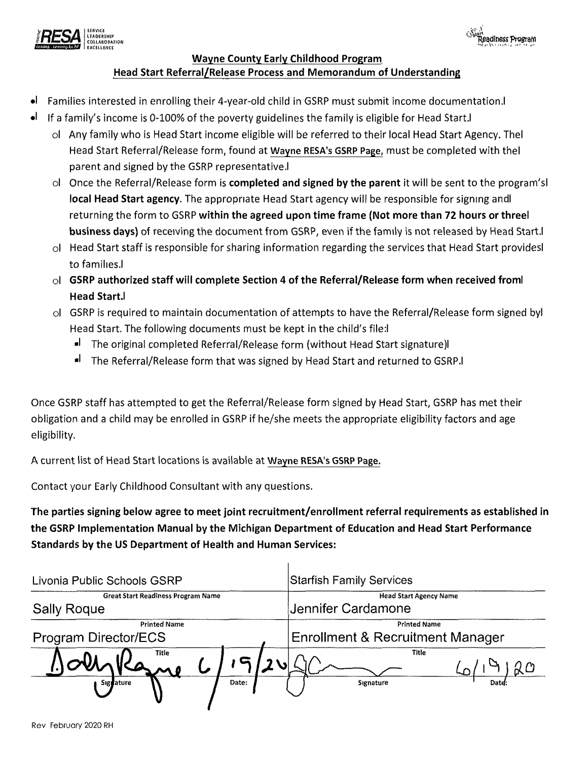## Wayne County Early Childhood Program
## Head Start Referral/Release Process and Memorandum of Understanding

- Families interested in enrolling their 4-year-old child in GSRP must submit income documentation.
- If a family's income is 0-100% of the poverty guidelines the family is eligible for Head Start.
  - Any family who is Head Start income eligible will be referred to their local Head Start Agency. The Head Start Referral/Release form, found at Wayne RESA's GSRP Page, must be completed with the parent and signed by the GSRP representative.
  - Once the Referral/Release form is **completed and signed by the parent** it will be sent to the program's **local Head Start agency**. The appropriate Head Start agency will be responsible for signing and returning the form to GSRP **within the agreed upon time frame (Not more than 72 hours or three business days)** of receiving the document from GSRP, even if the family is not released by Head Start.
  - Head Start staff is responsible for sharing information regarding the services that Head Start provides to families.
  - **GSRP authorized staff will complete Section 4 of the Referral/Release form when received from Head Start.**
  - GSRP is required to maintain documentation of attempts to have the Referral/Release form signed by Head Start. The following documents must be kept in the child's file:
    - The original completed Referral/Release form (without Head Start signature)
    - The Referral/Release form that was signed by Head Start and returned to GSRP.

Once GSRP staff has attempted to get the Referral/Release form signed by Head Start, GSRP has met their obligation and a child may be enrolled in GSRP if he/she meets the appropriate eligibility factors and age eligibility.

A current list of Head Start locations is available at Wayne RESA's GSRP Page.

Contact your Early Childhood Consultant with any questions.

**The parties signing below agree to meet joint recruitment/enrollment referral requirements as established in the GSRP Implementation Manual by the Michigan Department of Education and Head Start Performance Standards by the US Department of Health and Human Services:**

| | |
|---|---|
| Livonia Public Schools GSRP | Starfish Family Services |
| **Great Start Readiness Program Name** | **Head Start Agency Name** |
| Sally Roque | Jennifer Cardamone |
| **Printed Name** | **Printed Name** |
| Program Director/ECS | Enrollment & Recruitment Manager |
| **Title** | **Title** |
| Sally Roque (signature) Date: 6/19/20 | JC (signature) Date: 6/19/20 |
| **Signature** | **Signature** |

Rev February 2020 RH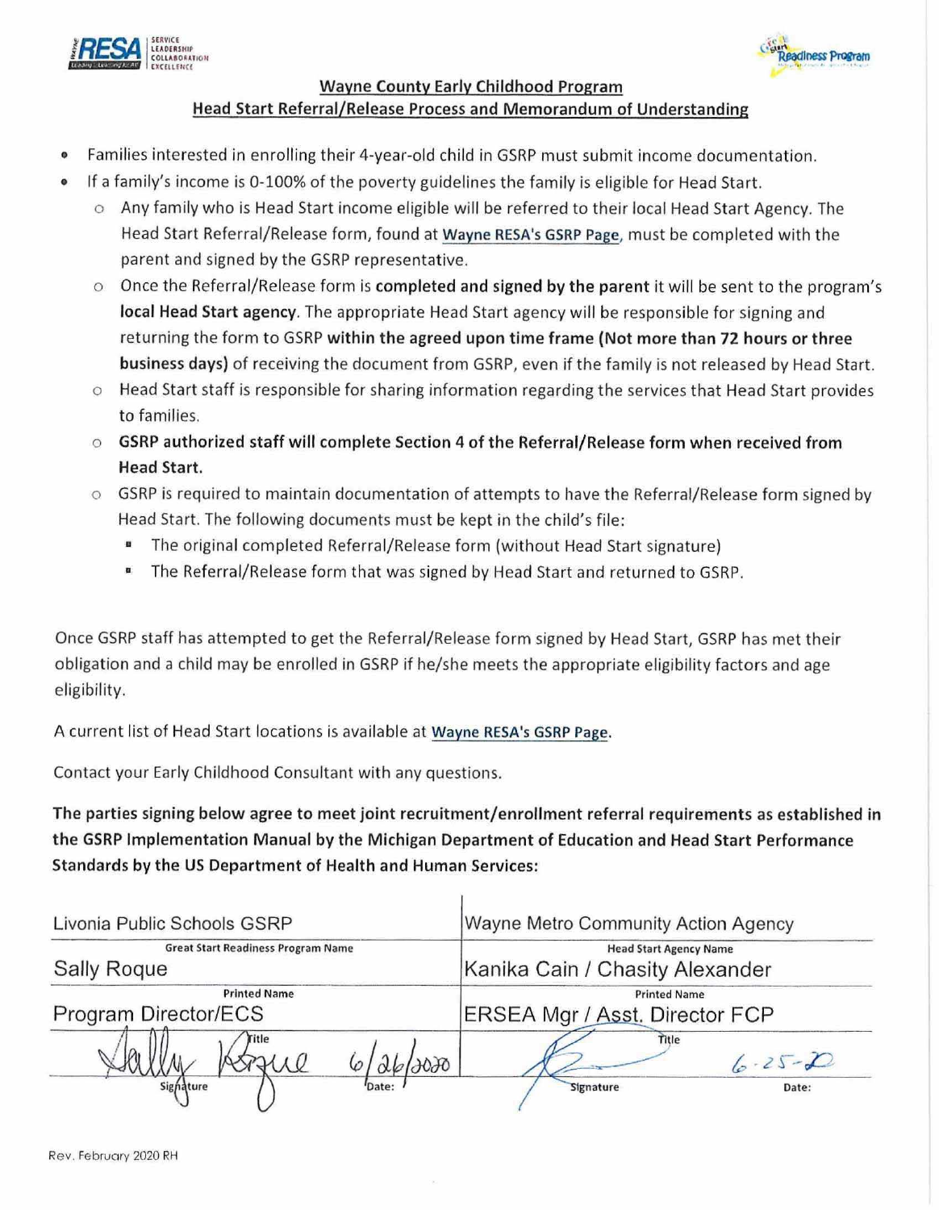## Wayne County Early Childhood Program

## Head Start Referral/Release Process and Memorandum of Understanding

- Families interested in enrolling their 4-year-old child in GSRP must submit income documentation.
- If a family's income is 0-100% of the poverty guidelines the family is eligible for Head Start.
  - Any family who is Head Start income eligible will be referred to their local Head Start Agency. The Head Start Referral/Release form, found at Wayne RESA's GSRP Page, must be completed with the parent and signed by the GSRP representative.
  - Once the Referral/Release form is **completed and signed by the parent** it will be sent to the program's **local Head Start agency**. The appropriate Head Start agency will be responsible for signing and returning the form to GSRP **within the agreed upon time frame (Not more than 72 hours or three business days)** of receiving the document from GSRP, even if the family is not released by Head Start.
  - Head Start staff is responsible for sharing information regarding the services that Head Start provides to families.
  - **GSRP authorized staff will complete Section 4 of the Referral/Release form when received from Head Start.**
  - GSRP is required to maintain documentation of attempts to have the Referral/Release form signed by Head Start. The following documents must be kept in the child's file:
    - The original completed Referral/Release form (without Head Start signature)
    - The Referral/Release form that was signed by Head Start and returned to GSRP.

Once GSRP staff has attempted to get the Referral/Release form signed by Head Start, GSRP has met their obligation and a child may be enrolled in GSRP if he/she meets the appropriate eligibility factors and age eligibility.

A current list of Head Start locations is available at Wayne RESA's GSRP Page.

Contact your Early Childhood Consultant with any questions.

**The parties signing below agree to meet joint recruitment/enrollment referral requirements as established in the GSRP Implementation Manual by the Michigan Department of Education and Head Start Performance Standards by the US Department of Health and Human Services:**

| | |
|---|---|
| Livonia Public Schools GSRP | Wayne Metro Community Action Agency |
| Great Start Readiness Program Name | Head Start Agency Name |
| Sally Roque | Kanika Cain / Chasity Alexander |
| Printed Name | Printed Name |
| Program Director/ECS | ERSEA Mgr / Asst. Director FCP |
| Title | Title |
| Sally Roque 6/26/2020 | 6-25-20 |
| Signature Date: | Signature Date: |